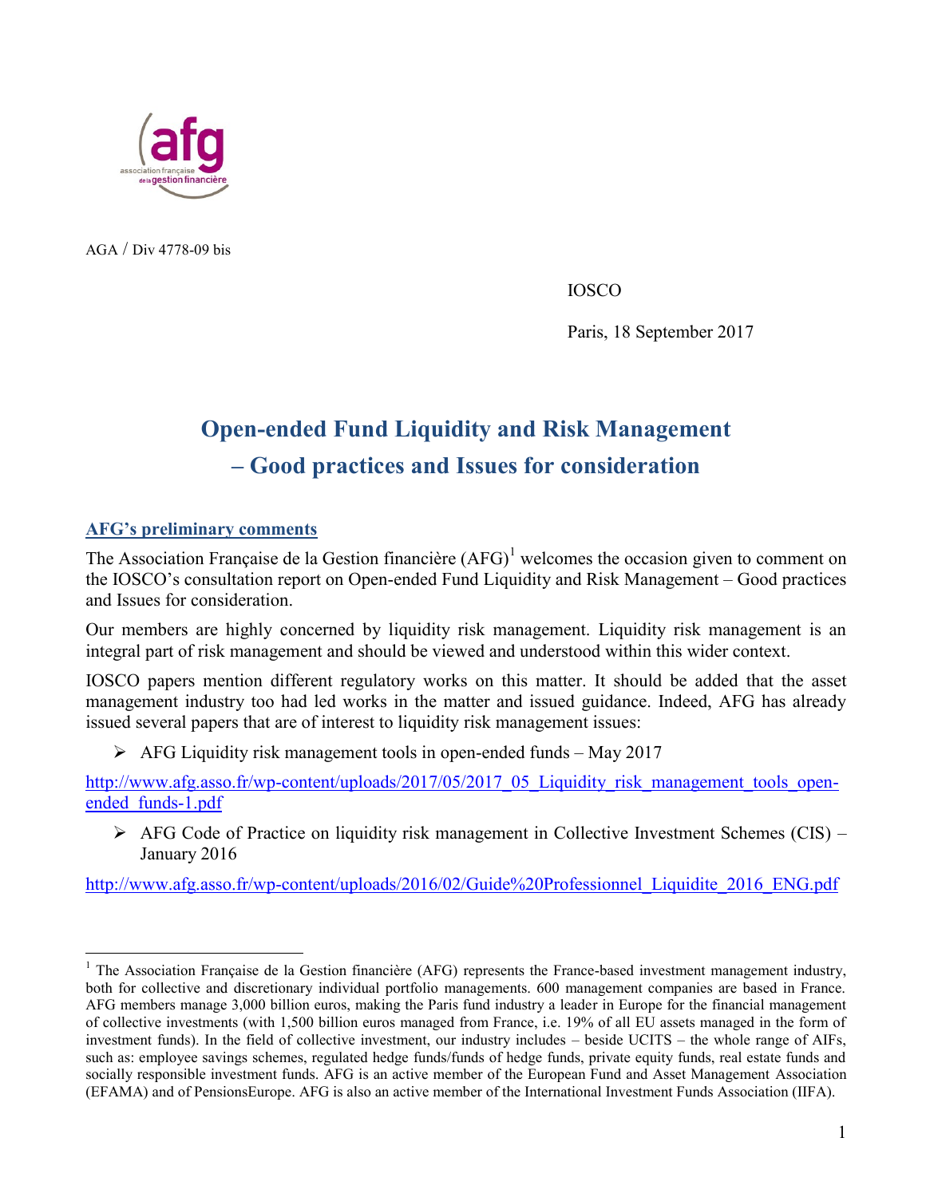AGA / Div 4778-09 bis

IOSCO

Paris, 18 September 2017

# Open-ended Fund Liquidity and Risk Management – Good practices and Issues for consideration

## AFG's preliminary comments

The Association Française de la Gestion financière (AFG)[1] welcomes the occasion given to comment on the IOSCO's consultation report on Open-ended Fund Liquidity and Risk Management – Good practices and Issues for consideration.

Our members are highly concerned by liquidity risk management. Liquidity risk management is an integral part of risk management and should be viewed and understood within this wider context.

IOSCO papers mention different regulatory works on this matter. It should be added that the asset management industry too had led works in the matter and issued guidance. Indeed, AFG has already issued several papers that are of interest to liquidity risk management issues:

- AFG Liquidity risk management tools in open-ended funds – May 2017

http://www.afg.asso.fr/wp-content/uploads/2017/05/2017_05_Liquidity_risk_management_tools_open-ended_funds-1.pdf

- AFG Code of Practice on liquidity risk management in Collective Investment Schemes (CIS) – January 2016

http://www.afg.asso.fr/wp-content/uploads/2016/02/Guide%20Professionnel_Liquidite_2016_ENG.pdf

---

[1] The Association Française de la Gestion financière (AFG) represents the France-based investment management industry, both for collective and discretionary individual portfolio managements. 600 management companies are based in France. AFG members manage 3,000 billion euros, making the Paris fund industry a leader in Europe for the financial management of collective investments (with 1,500 billion euros managed from France, i.e. 19% of all EU assets managed in the form of investment funds). In the field of collective investment, our industry includes – beside UCITS – the whole range of AIFs, such as: employee savings schemes, regulated hedge funds/funds of hedge funds, private equity funds, real estate funds and socially responsible investment funds. AFG is an active member of the European Fund and Asset Management Association (EFAMA) and of PensionsEurope. AFG is also an active member of the International Investment Funds Association (IIFA).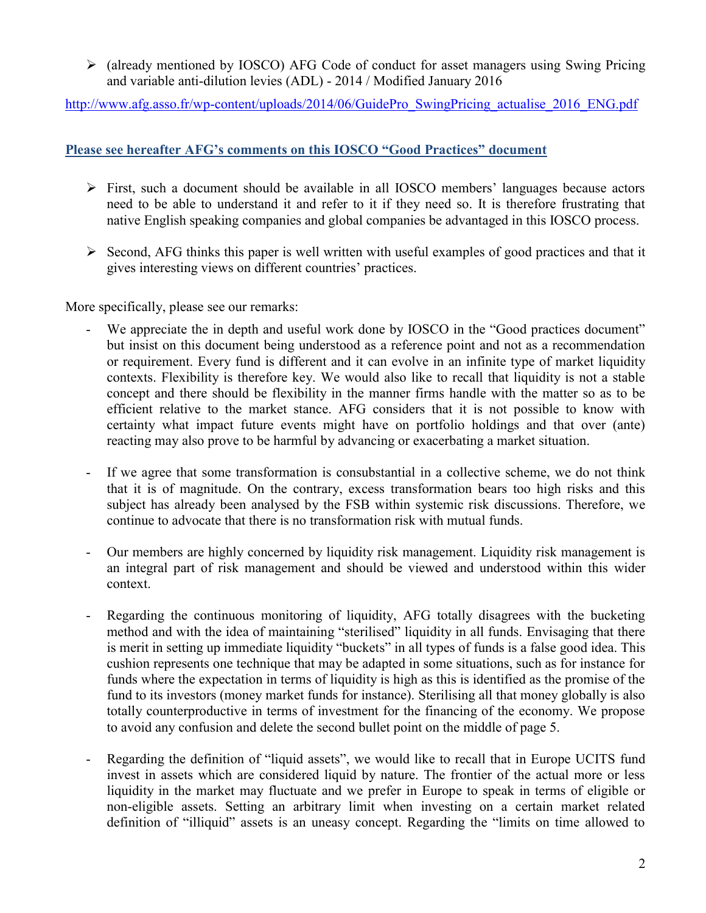- (already mentioned by IOSCO) AFG Code of conduct for asset managers using Swing Pricing and variable anti-dilution levies (ADL) - 2014 / Modified January 2016

http://www.afg.asso.fr/wp-content/uploads/2014/06/GuidePro_SwingPricing_actualise_2016_ENG.pdf

**Please see hereafter AFG's comments on this IOSCO "Good Practices" document**

- First, such a document should be available in all IOSCO members' languages because actors need to be able to understand it and refer to it if they need so. It is therefore frustrating that native English speaking companies and global companies be advantaged in this IOSCO process.

- Second, AFG thinks this paper is well written with useful examples of good practices and that it gives interesting views on different countries' practices.

More specifically, please see our remarks:

- We appreciate the in depth and useful work done by IOSCO in the "Good practices document" but insist on this document being understood as a reference point and not as a recommendation or requirement. Every fund is different and it can evolve in an infinite type of market liquidity contexts. Flexibility is therefore key. We would also like to recall that liquidity is not a stable concept and there should be flexibility in the manner firms handle with the matter so as to be efficient relative to the market stance. AFG considers that it is not possible to know with certainty what impact future events might have on portfolio holdings and that over (ante) reacting may also prove to be harmful by advancing or exacerbating a market situation.

- If we agree that some transformation is consubstantial in a collective scheme, we do not think that it is of magnitude. On the contrary, excess transformation bears too high risks and this subject has already been analysed by the FSB within systemic risk discussions. Therefore, we continue to advocate that there is no transformation risk with mutual funds.

- Our members are highly concerned by liquidity risk management. Liquidity risk management is an integral part of risk management and should be viewed and understood within this wider context.

- Regarding the continuous monitoring of liquidity, AFG totally disagrees with the bucketing method and with the idea of maintaining "sterilised" liquidity in all funds. Envisaging that there is merit in setting up immediate liquidity "buckets" in all types of funds is a false good idea. This cushion represents one technique that may be adapted in some situations, such as for instance for funds where the expectation in terms of liquidity is high as this is identified as the promise of the fund to its investors (money market funds for instance). Sterilising all that money globally is also totally counterproductive in terms of investment for the financing of the economy. We propose to avoid any confusion and delete the second bullet point on the middle of page 5.

- Regarding the definition of "liquid assets", we would like to recall that in Europe UCITS fund invest in assets which are considered liquid by nature. The frontier of the actual more or less liquidity in the market may fluctuate and we prefer in Europe to speak in terms of eligible or non-eligible assets. Setting an arbitrary limit when investing on a certain market related definition of "illiquid" assets is an uneasy concept. Regarding the "limits on time allowed to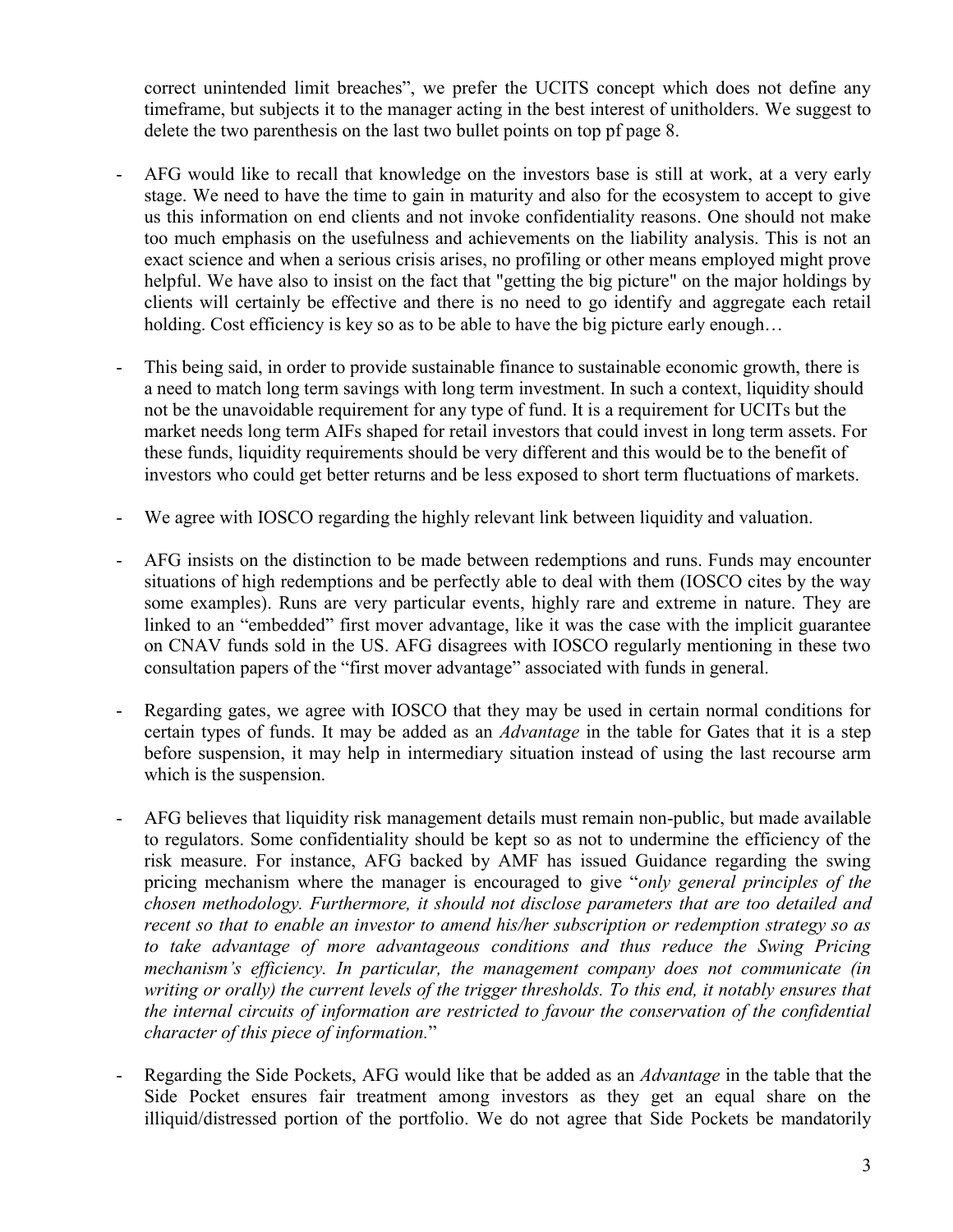correct unintended limit breaches", we prefer the UCITS concept which does not define any timeframe, but subjects it to the manager acting in the best interest of unitholders. We suggest to delete the two parenthesis on the last two bullet points on top pf page 8.

- AFG would like to recall that knowledge on the investors base is still at work, at a very early stage. We need to have the time to gain in maturity and also for the ecosystem to accept to give us this information on end clients and not invoke confidentiality reasons. One should not make too much emphasis on the usefulness and achievements on the liability analysis. This is not an exact science and when a serious crisis arises, no profiling or other means employed might prove helpful. We have also to insist on the fact that "getting the big picture" on the major holdings by clients will certainly be effective and there is no need to go identify and aggregate each retail holding. Cost efficiency is key so as to be able to have the big picture early enough…

- This being said, in order to provide sustainable finance to sustainable economic growth, there is a need to match long term savings with long term investment. In such a context, liquidity should not be the unavoidable requirement for any type of fund. It is a requirement for UCITs but the market needs long term AIFs shaped for retail investors that could invest in long term assets. For these funds, liquidity requirements should be very different and this would be to the benefit of investors who could get better returns and be less exposed to short term fluctuations of markets.

- We agree with IOSCO regarding the highly relevant link between liquidity and valuation.

- AFG insists on the distinction to be made between redemptions and runs. Funds may encounter situations of high redemptions and be perfectly able to deal with them (IOSCO cites by the way some examples). Runs are very particular events, highly rare and extreme in nature. They are linked to an "embedded" first mover advantage, like it was the case with the implicit guarantee on CNAV funds sold in the US. AFG disagrees with IOSCO regularly mentioning in these two consultation papers of the "first mover advantage" associated with funds in general.

- Regarding gates, we agree with IOSCO that they may be used in certain normal conditions for certain types of funds. It may be added as an *Advantage* in the table for Gates that it is a step before suspension, it may help in intermediary situation instead of using the last recourse arm which is the suspension.

- AFG believes that liquidity risk management details must remain non-public, but made available to regulators. Some confidentiality should be kept so as not to undermine the efficiency of the risk measure. For instance, AFG backed by AMF has issued Guidance regarding the swing pricing mechanism where the manager is encouraged to give "*only general principles of the chosen methodology. Furthermore, it should not disclose parameters that are too detailed and recent so that to enable an investor to amend his/her subscription or redemption strategy so as to take advantage of more advantageous conditions and thus reduce the Swing Pricing mechanism's efficiency. In particular, the management company does not communicate (in writing or orally) the current levels of the trigger thresholds. To this end, it notably ensures that the internal circuits of information are restricted to favour the conservation of the confidential character of this piece of information.*"

- Regarding the Side Pockets, AFG would like that be added as an *Advantage* in the table that the Side Pocket ensures fair treatment among investors as they get an equal share on the illiquid/distressed portion of the portfolio. We do not agree that Side Pockets be mandatorily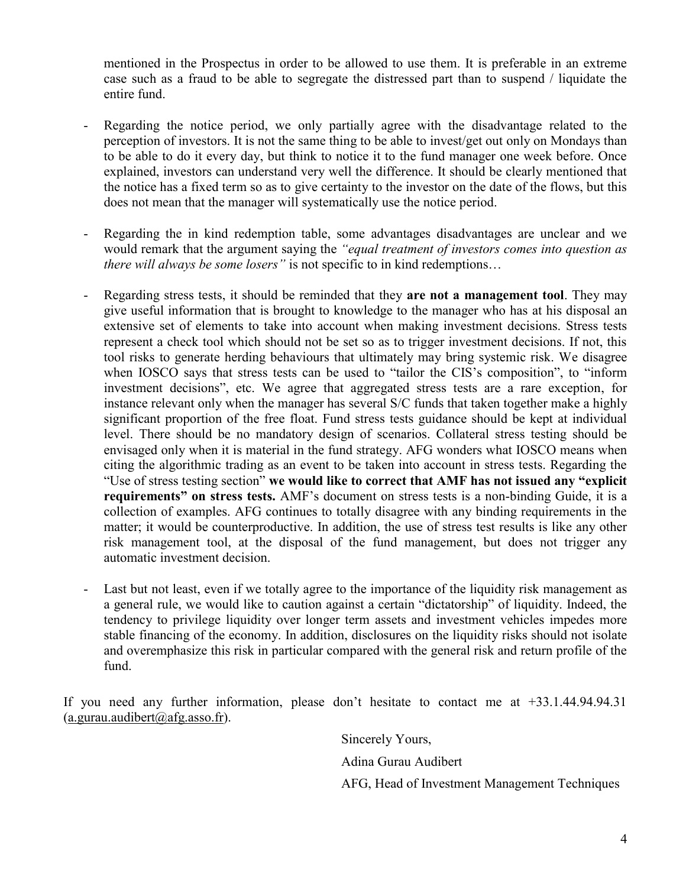mentioned in the Prospectus in order to be allowed to use them. It is preferable in an extreme case such as a fraud to be able to segregate the distressed part than to suspend / liquidate the entire fund.

- Regarding the notice period, we only partially agree with the disadvantage related to the perception of investors. It is not the same thing to be able to invest/get out only on Mondays than to be able to do it every day, but think to notice it to the fund manager one week before. Once explained, investors can understand very well the difference. It should be clearly mentioned that the notice has a fixed term so as to give certainty to the investor on the date of the flows, but this does not mean that the manager will systematically use the notice period.

- Regarding the in kind redemption table, some advantages disadvantages are unclear and we would remark that the argument saying the *"equal treatment of investors comes into question as there will always be some losers"* is not specific to in kind redemptions…

- Regarding stress tests, it should be reminded that they **are not a management tool**. They may give useful information that is brought to knowledge to the manager who has at his disposal an extensive set of elements to take into account when making investment decisions. Stress tests represent a check tool which should not be set so as to trigger investment decisions. If not, this tool risks to generate herding behaviours that ultimately may bring systemic risk. We disagree when IOSCO says that stress tests can be used to "tailor the CIS's composition", to "inform investment decisions", etc. We agree that aggregated stress tests are a rare exception, for instance relevant only when the manager has several S/C funds that taken together make a highly significant proportion of the free float. Fund stress tests guidance should be kept at individual level. There should be no mandatory design of scenarios. Collateral stress testing should be envisaged only when it is material in the fund strategy. AFG wonders what IOSCO means when citing the algorithmic trading as an event to be taken into account in stress tests. Regarding the "Use of stress testing section" **we would like to correct that AMF has not issued any "explicit requirements" on stress tests.** AMF's document on stress tests is a non-binding Guide, it is a collection of examples. AFG continues to totally disagree with any binding requirements in the matter; it would be counterproductive. In addition, the use of stress test results is like any other risk management tool, at the disposal of the fund management, but does not trigger any automatic investment decision.

- Last but not least, even if we totally agree to the importance of the liquidity risk management as a general rule, we would like to caution against a certain "dictatorship" of liquidity. Indeed, the tendency to privilege liquidity over longer term assets and investment vehicles impedes more stable financing of the economy. In addition, disclosures on the liquidity risks should not isolate and overemphasize this risk in particular compared with the general risk and return profile of the fund.

If you need any further information, please don't hesitate to contact me at +33.1.44.94.94.31 (a.gurau.audibert@afg.asso.fr).

Sincerely Yours,

Adina Gurau Audibert

AFG, Head of Investment Management Techniques